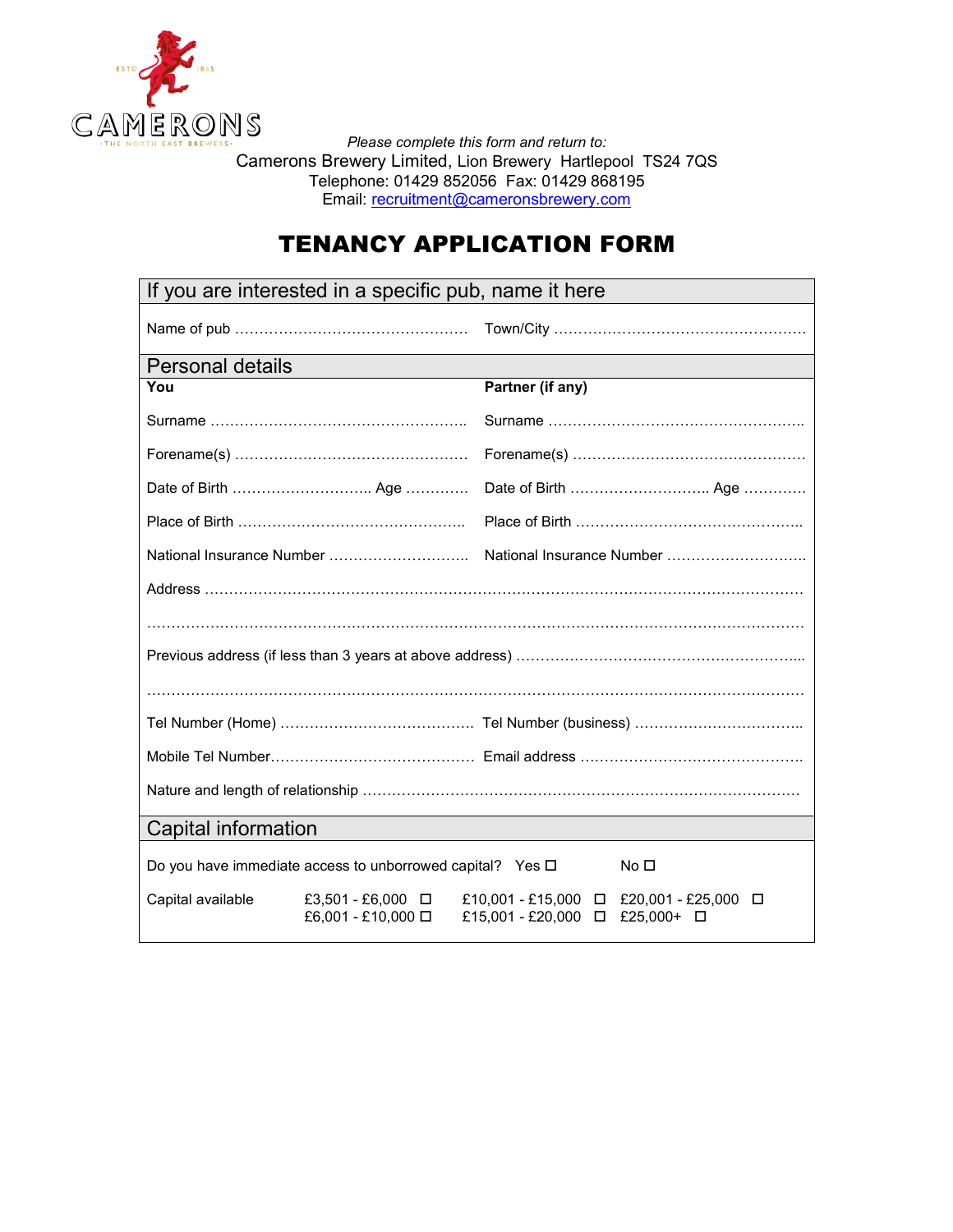CAMERONS
·THE NORTH EAST BREWERS·

*Please complete this form and return to:*
Camerons Brewery Limited, Lion Brewery Hartlepool TS24 7QS
Telephone: 01429 852056 Fax: 01429 868195
Email: recruitment@cameronsbrewery.com

# TENANCY APPLICATION FORM

## If you are interested in a specific pub, name it here

Name of pub ………………………………………… Town/City ……………………………………………

## Personal details

| **You** | **Partner (if any)** |
|---|---|
| Surname …………………………………………… | Surname …………………………………………… |
| Forename(s) ………………………………………… | Forename(s) ………………………………………… |
| Date of Birth ……………………….. Age ………… | Date of Birth ……………………….. Age ………… |
| Place of Birth ……………………………………….. | Place of Birth ……………………………………….. |
| National Insurance Number ……………………….. | National Insurance Number ……………………….. |

Address ……………………………………………………………………………………………………

……………………………………………………………………………………………………………

Previous address (if less than 3 years at above address) ……………………………………………...

……………………………………………………………………………………………………………

Tel Number (Home) …………………………………. Tel Number (business) ……………………………..

Mobile Tel Number………………………………….. Email address ………………………………………..

Nature and length of relationship ……………………………………………………………………………

## Capital information

Do you have immediate access to unborrowed capital? Yes ☐ No ☐

| Capital available | £3,501 - £6,000 ☐ | £10,001 - £15,000 ☐ | £20,001 - £25,000 ☐ |
|---|---|---|---|
| | £6,001 - £10,000 ☐ | £15,001 - £20,000 ☐ | £25,000+ ☐ |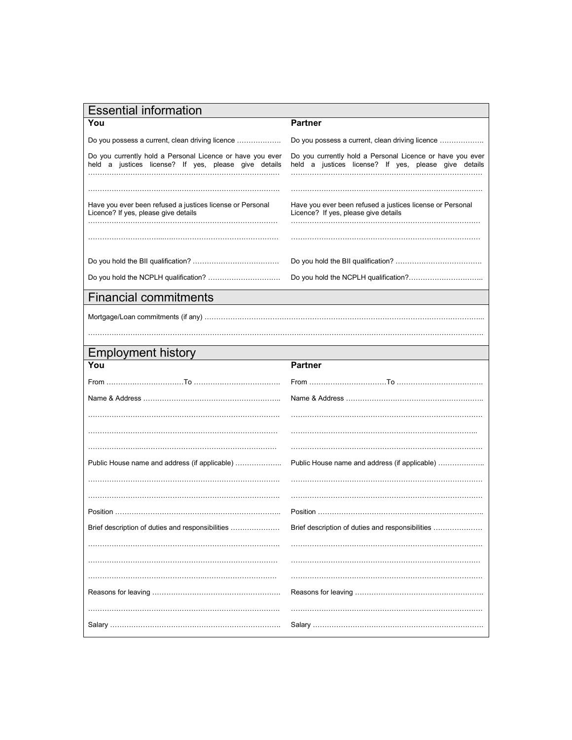## Essential information

| You | Partner |
|---|---|
| Do you possess a current, clean driving licence ………………. | Do you possess a current, clean driving licence ………………. |
| Do you currently hold a Personal Licence or have you ever held a justices license? If yes, please give details …………………………………………………………………… …………………………………………………………………… | Do you currently hold a Personal Licence or have you ever held a justices license? If yes, please give details …………………………………………………………………… …………………………………………………………………… |
| Have you ever been refused a justices license or Personal Licence? If yes, please give details …………………………………………………………………… …………………………………………………………………… | Have you ever been refused a justices license or Personal Licence? If yes, please give details …………………………………………………………………… …………………………………………………………………… |
| Do you hold the BII qualification? ………………………………. | Do you hold the BII qualification? ………………………………. |
| Do you hold the NCPLH qualification? ………………………… | Do you hold the NCPLH qualification?…………………………. |

## Financial commitments

Mortgage/Loan commitments (if any) ………………………………………………………………………………………………………

…………………………………………………………………………………………………………………………………………

## Employment history

| You | Partner |
|---|---|
| From ……………………………To ………………………………. | From ……………………………To ………………………………. |
| Name & Address ………………………………………………….. …………………………………………………………………… …………………………………………………………………… …………………………………………………………………… | Name & Address ………………………………………………….. …………………………………………………………………… …………………………………………………………………… …………………………………………………………………… |
| Public House name and address (if applicable) ……………….. …………………………………………………………………… …………………………………………………………………… | Public House name and address (if applicable) ……………….. …………………………………………………………………… …………………………………………………………………… |
| Position ……………………………………………………………. | Position ……………………………………………………………. |
| Brief description of duties and responsibilities ………………… …………………………………………………………………… …………………………………………………………………… …………………………………………………………………… | Brief description of duties and responsibilities ………………… …………………………………………………………………… …………………………………………………………………… …………………………………………………………………… |
| Reasons for leaving ……………………………………………… …………………………………………………………………… | Reasons for leaving ……………………………………………… …………………………………………………………………… |
| Salary ……………………………………………………………… | Salary ……………………………………………………………… |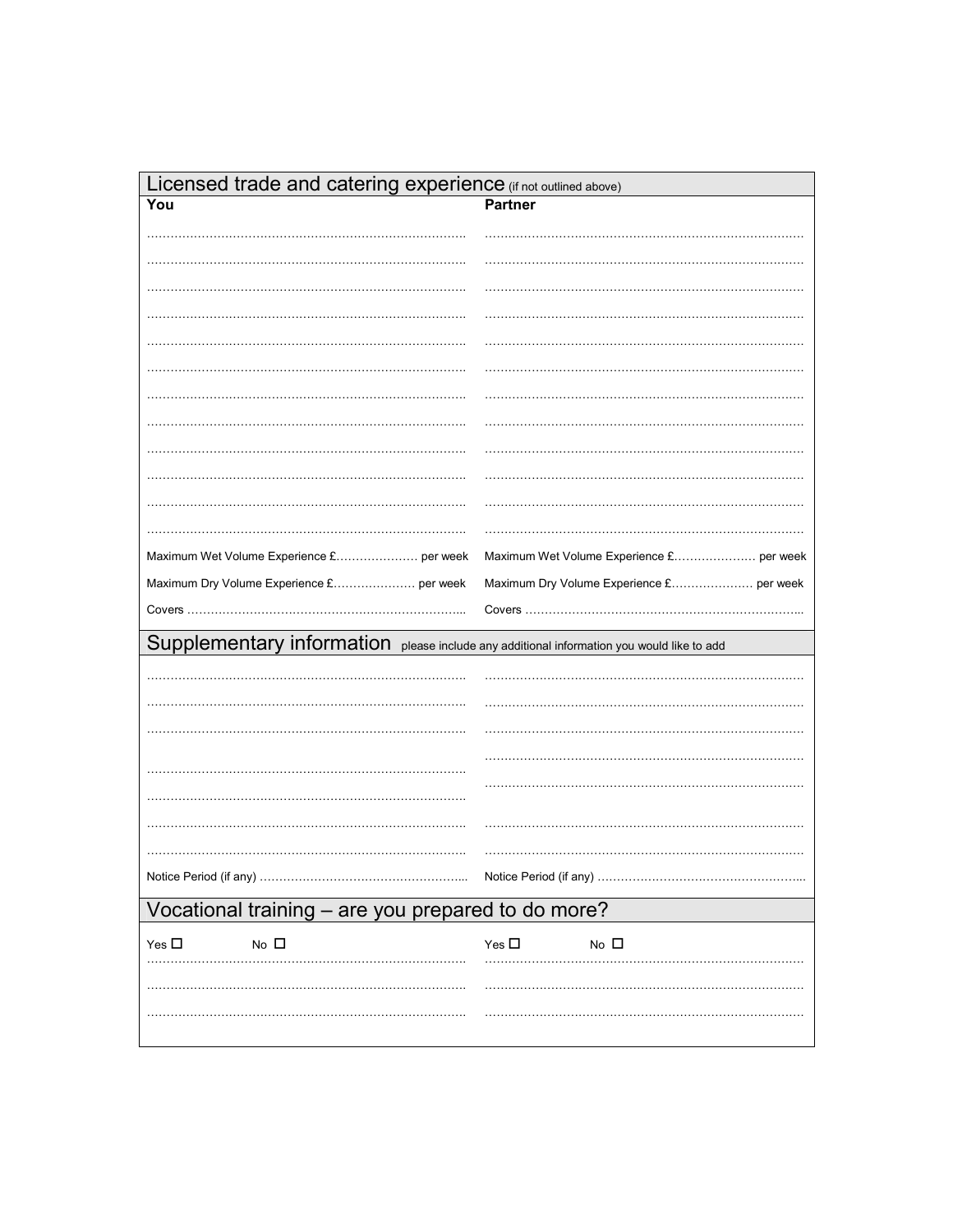## Licensed trade and catering experience (if not outlined above)

| **You** | **Partner** |
|---|---|
| ……………………………………………………………… | ……………………………………………………………… |
| ……………………………………………………………… | ……………………………………………………………… |
| ……………………………………………………………… | ……………………………………………………………… |
| ……………………………………………………………… | ……………………………………………………………… |
| ……………………………………………………………… | ……………………………………………………………… |
| ……………………………………………………………… | ……………………………………………………………… |
| ……………………………………………………………… | ……………………………………………………………… |
| ……………………………………………………………… | ……………………………………………………………… |
| ……………………………………………………………… | ……………………………………………………………… |
| ……………………………………………………………… | ……………………………………………………………… |
| ……………………………………………………………… | ……………………………………………………………… |
| ……………………………………………………………… | ……………………………………………………………… |
| Maximum Wet Volume Experience £………………… per week | Maximum Wet Volume Experience £………………… per week |
| Maximum Dry Volume Experience £………………… per week | Maximum Dry Volume Experience £………………… per week |
| Covers ………………………………………………………… | Covers ………………………………………………………… |

## Supplementary information please include any additional information you would like to add

| | |
|---|---|
| ……………………………………………………………… | ……………………………………………………………… |
| ……………………………………………………………… | ……………………………………………………………… |
| ……………………………………………………………… | ……………………………………………………………… |
| ……………………………………………………………… | ……………………………………………………………… |
| ……………………………………………………………… | ……………………………………………………………… |
| ……………………………………………………………… | ……………………………………………………………… |
| ……………………………………………………………… | ……………………………………………………………… |
| Notice Period (if any) ………………………………………… | Notice Period (if any) ………………………………………… |

## Vocational training – are you prepared to do more?

| | |
|---|---|
| Yes ☐ No ☐ | Yes ☐ No ☐ |
| ……………………………………………………………… | ……………………………………………………………… |
| ……………………………………………………………… | ……………………………………………………………… |
| ……………………………………………………………… | ……………………………………………………………… |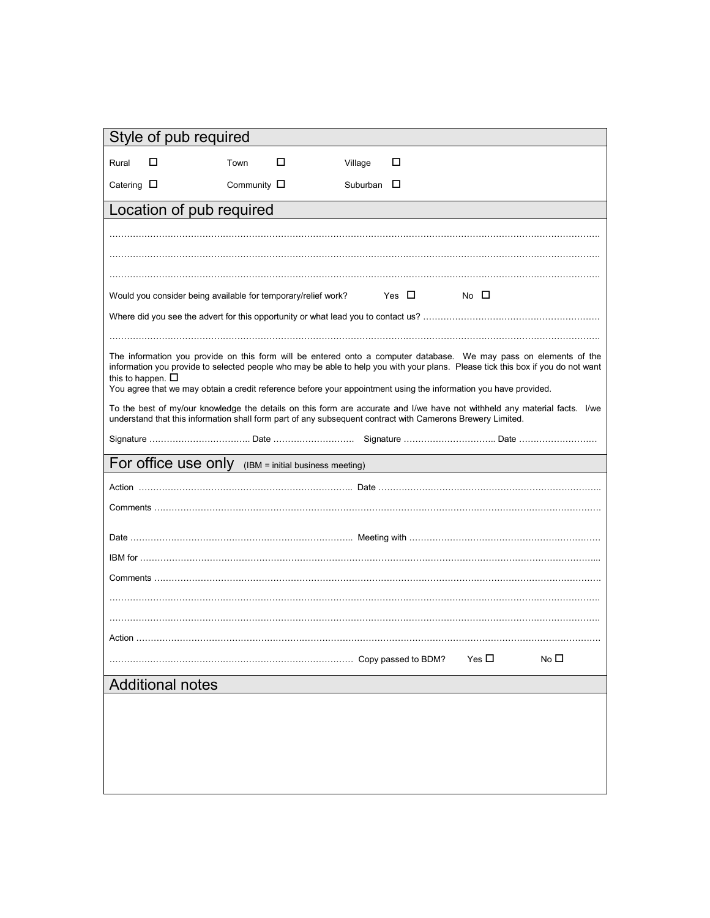## Style of pub required

Rural ☐ Town ☐ Village ☐

Catering ☐ Community ☐ Suburban ☐

## Location of pub required

…………………………………………………………………………………………………………………………………………………

…………………………………………………………………………………………………………………………………………………

…………………………………………………………………………………………………………………………………………………

Would you consider being available for temporary/relief work? Yes ☐ No ☐

Where did you see the advert for this opportunity or what lead you to contact us? ……………………………………………………

…………………………………………………………………………………………………………………………………………………

The information you provide on this form will be entered onto a computer database. We may pass on elements of the information you provide to selected people who may be able to help you with your plans. Please tick this box if you do not want this to happen. ☐

You agree that we may obtain a credit reference before your appointment using the information you have provided.

To the best of my/our knowledge the details on this form are accurate and I/we have not withheld any material facts. I/we understand that this information shall form part of any subsequent contract with Camerons Brewery Limited.

Signature …………………………….. Date ……………………… Signature ………………………….. Date ………………………

## For office use only (IBM = initial business meeting)

Action ……………………………………………………………….. Date …………………………………………………………………..

Comments …………………………………………………………………………………………………………………………………

Date …………………………………………………………………….. Meeting with …………………………………………………………

IBM for ……………………………………………………………………………………………………………………………………...

Comments …………………………………………………………………………………………………………………………………

…………………………………………………………………………………………………………………………………………………

…………………………………………………………………………………………………………………………………………………

Action ………………………………………………………………………………………………………………………………………

…………………………………………………………………………… Copy passed to BDM? Yes ☐ No ☐

## Additional notes